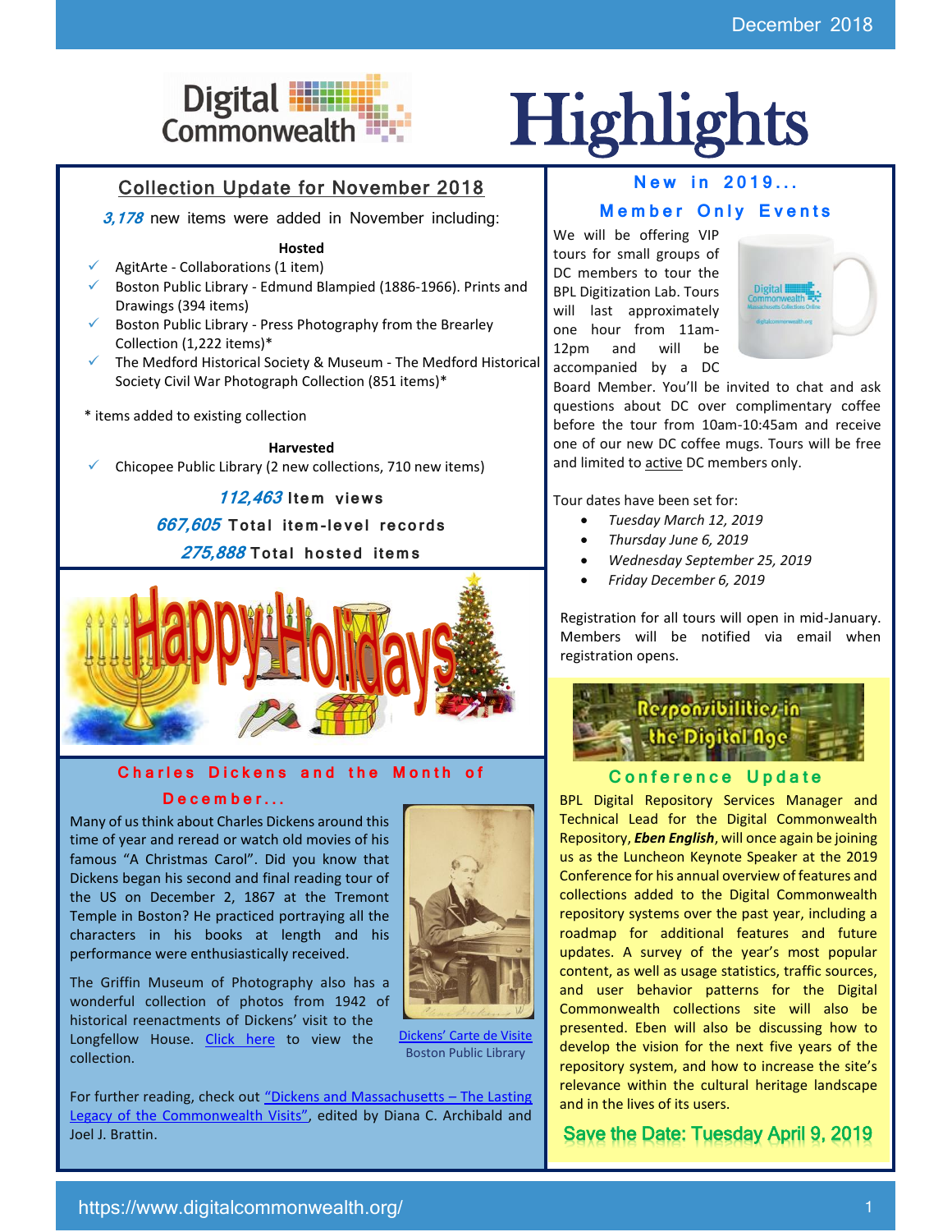December 2018

# Digital Commonwealth Highlights

## Collection Update for November 2018

***3,178*** new items were added in November including:

**Hosted**

- AgitArte - Collaborations (1 item)
- Boston Public Library - Edmund Blampied (1886-1966). Prints and Drawings (394 items)
- Boston Public Library - Press Photography from the Brearley Collection (1,222 items)*
- The Medford Historical Society & Museum - The Medford Historical Society Civil War Photograph Collection (851 items)*

\* items added to existing collection

**Harvested**

- Chicopee Public Library (2 new collections, 710 new items)

***112,463*** **Item views**

***667,605*** **Total item-level records**

***275,888*** **Total hosted items**

## Charles Dickens and the Month of December...

Many of us think about Charles Dickens around this time of year and reread or watch old movies of his famous "A Christmas Carol". Did you know that Dickens began his second and final reading tour of the US on December 2, 1867 at the Tremont Temple in Boston? He practiced portraying all the characters in his books at length and his performance were enthusiastically received.

The Griffin Museum of Photography also has a wonderful collection of photos from 1942 of historical reenactments of Dickens' visit to the Longfellow House. Click here to view the collection.

Dickens' Carte de Visite
Boston Public Library

For further reading, check out "Dickens and Massachusetts – The Lasting Legacy of the Commonwealth Visits", edited by Diana C. Archibald and Joel J. Brattin.

## New in 2019...

## Member Only Events

We will be offering VIP tours for small groups of DC members to tour the BPL Digitization Lab. Tours will last approximately one hour from 11am-12pm and will be accompanied by a DC Board Member. You'll be invited to chat and ask questions about DC over complimentary coffee before the tour from 10am-10:45am and receive one of our new DC coffee mugs. Tours will be free and limited to active DC members only.

Tour dates have been set for:

- *Tuesday March 12, 2019*
- *Thursday June 6, 2019*
- *Wednesday September 25, 2019*
- *Friday December 6, 2019*

Registration for all tours will open in mid-January. Members will be notified via email when registration opens.

Responsibilities in the Digital Age

## Conference Update

BPL Digital Repository Services Manager and Technical Lead for the Digital Commonwealth Repository, ***Eben English***, will once again be joining us as the Luncheon Keynote Speaker at the 2019 Conference for his annual overview of features and collections added to the Digital Commonwealth repository systems over the past year, including a roadmap for additional features and future updates. A survey of the year's most popular content, as well as usage statistics, traffic sources, and user behavior patterns for the Digital Commonwealth collections site will also be presented. Eben will also be discussing how to develop the vision for the next five years of the repository system, and how to increase the site's relevance within the cultural heritage landscape and in the lives of its users.

**Save the Date: Tuesday April 9, 2019**

https://www.digitalcommonwealth.org/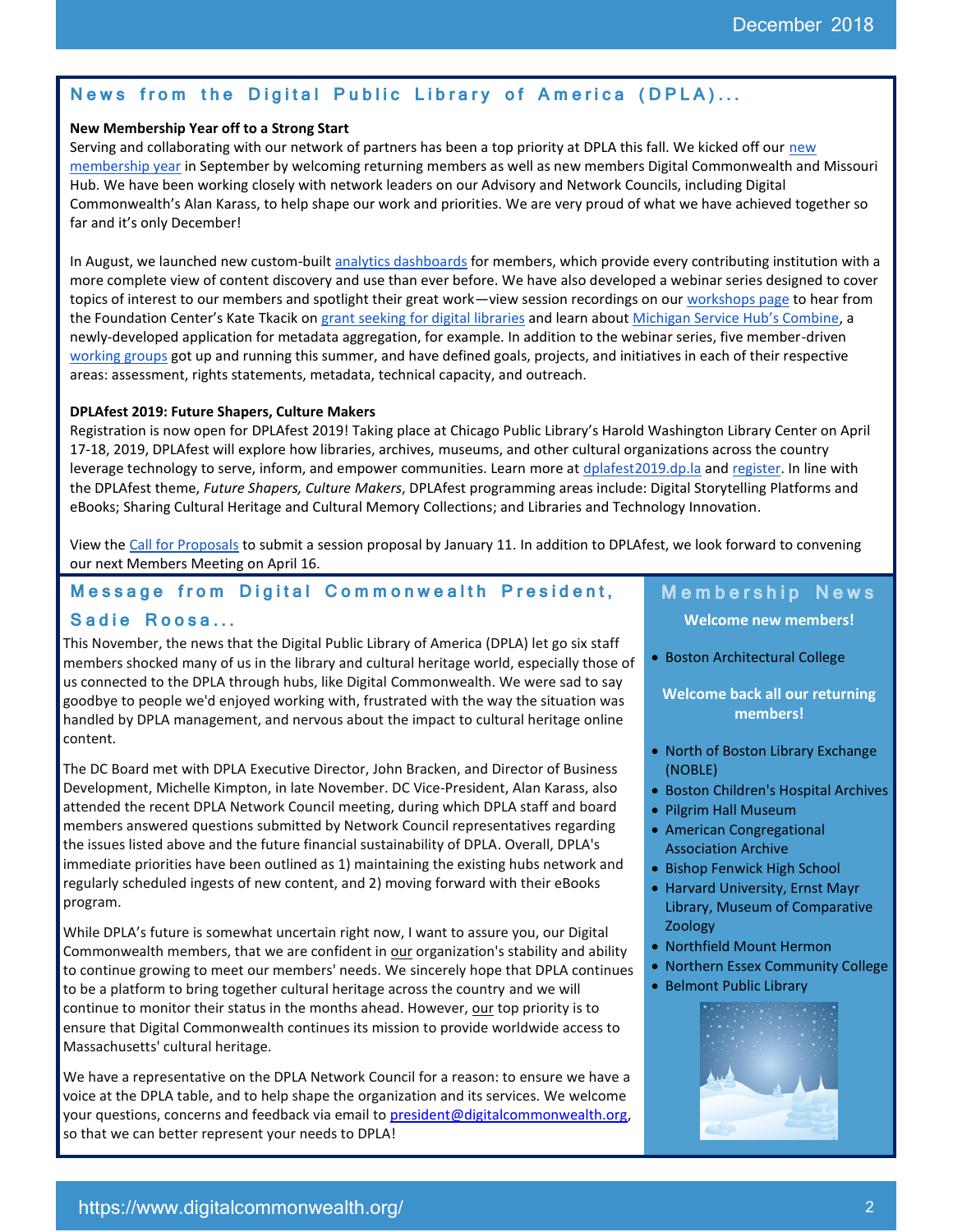## News from the Digital Public Library of America (DPLA)...

**New Membership Year off to a Strong Start**

Serving and collaborating with our network of partners has been a top priority at DPLA this fall. We kicked off our new membership year in September by welcoming returning members as well as new members Digital Commonwealth and Missouri Hub. We have been working closely with network leaders on our Advisory and Network Councils, including Digital Commonwealth's Alan Karass, to help shape our work and priorities. We are very proud of what we have achieved together so far and it's only December!

In August, we launched new custom-built analytics dashboards for members, which provide every contributing institution with a more complete view of content discovery and use than ever before. We have also developed a webinar series designed to cover topics of interest to our members and spotlight their great work—view session recordings on our workshops page to hear from the Foundation Center's Kate Tkacik on grant seeking for digital libraries and learn about Michigan Service Hub's Combine, a newly-developed application for metadata aggregation, for example. In addition to the webinar series, five member-driven working groups got up and running this summer, and have defined goals, projects, and initiatives in each of their respective areas: assessment, rights statements, metadata, technical capacity, and outreach.

**DPLAfest 2019: Future Shapers, Culture Makers**

Registration is now open for DPLAfest 2019! Taking place at Chicago Public Library's Harold Washington Library Center on April 17-18, 2019, DPLAfest will explore how libraries, archives, museums, and other cultural organizations across the country leverage technology to serve, inform, and empower communities. Learn more at dplafest2019.dp.la and register. In line with the DPLAfest theme, *Future Shapers, Culture Makers*, DPLAfest programming areas include: Digital Storytelling Platforms and eBooks; Sharing Cultural Heritage and Cultural Memory Collections; and Libraries and Technology Innovation.

View the Call for Proposals to submit a session proposal by January 11. In addition to DPLAfest, we look forward to convening our next Members Meeting on April 16.

## Message from Digital Commonwealth President, Sadie Roosa...

This November, the news that the Digital Public Library of America (DPLA) let go six staff members shocked many of us in the library and cultural heritage world, especially those of us connected to the DPLA through hubs, like Digital Commonwealth. We were sad to say goodbye to people we'd enjoyed working with, frustrated with the way the situation was handled by DPLA management, and nervous about the impact to cultural heritage online content.

The DC Board met with DPLA Executive Director, John Bracken, and Director of Business Development, Michelle Kimpton, in late November. DC Vice-President, Alan Karass, also attended the recent DPLA Network Council meeting, during which DPLA staff and board members answered questions submitted by Network Council representatives regarding the issues listed above and the future financial sustainability of DPLA. Overall, DPLA's immediate priorities have been outlined as 1) maintaining the existing hubs network and regularly scheduled ingests of new content, and 2) moving forward with their eBooks program.

While DPLA's future is somewhat uncertain right now, I want to assure you, our Digital Commonwealth members, that we are confident in our organization's stability and ability to continue growing to meet our members' needs. We sincerely hope that DPLA continues to be a platform to bring together cultural heritage across the country and we will continue to monitor their status in the months ahead. However, our top priority is to ensure that Digital Commonwealth continues its mission to provide worldwide access to Massachusetts' cultural heritage.

We have a representative on the DPLA Network Council for a reason: to ensure we have a voice at the DPLA table, and to help shape the organization and its services. We welcome your questions, concerns and feedback via email to president@digitalcommonwealth.org, so that we can better represent your needs to DPLA!

## Membership News

**Welcome new members!**

- Boston Architectural College

**Welcome back all our returning members!**

- North of Boston Library Exchange (NOBLE)
- Boston Children's Hospital Archives
- Pilgrim Hall Museum
- American Congregational Association Archive
- Bishop Fenwick High School
- Harvard University, Ernst Mayr Library, Museum of Comparative Zoology
- Northfield Mount Hermon
- Northern Essex Community College
- Belmont Public Library